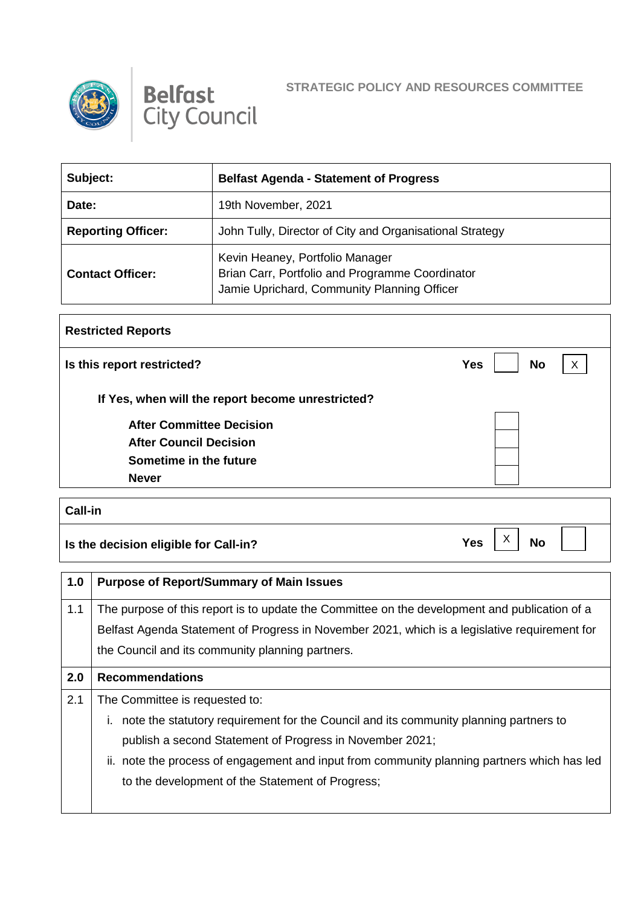**STRATEGIC POLICY AND RESOURCES COMMITTEE**

| | |
|---|---|
| **Subject:** | **Belfast Agenda - Statement of Progress** |
| **Date:** | 19th November, 2021 |
| **Reporting Officer:** | John Tully, Director of City and Organisational Strategy |
| **Contact Officer:** | Kevin Heaney, Portfolio Manager<br>Brian Carr, Portfolio and Programme Coordinator<br>Jamie Uprichard, Community Planning Officer |

| **Restricted Reports** | | | | |
|---|---|---|---|---|
| **Is this report restricted?** | **Yes** | | **No** | X |
| **If Yes, when will the report become unrestricted?** | | | | |
| **After Committee Decision** | | | | |
| **After Council Decision** | | | | |
| **Sometime in the future** | | | | |
| **Never** | | | | |

| **Call-in** | | | | |
|---|---|---|---|---|
| **Is the decision eligible for Call-in?** | **Yes** | X | **No** | |

| | |
|---|---|
| **1.0** | **Purpose of Report/Summary of Main Issues** |
| 1.1 | The purpose of this report is to update the Committee on the development and publication of a Belfast Agenda Statement of Progress in November 2021, which is a legislative requirement for the Council and its community planning partners. |
| **2.0** | **Recommendations** |
| 2.1 | The Committee is requested to:<br>i. note the statutory requirement for the Council and its community planning partners to publish a second Statement of Progress in November 2021;<br>ii. note the process of engagement and input from community planning partners which has led to the development of the Statement of Progress; |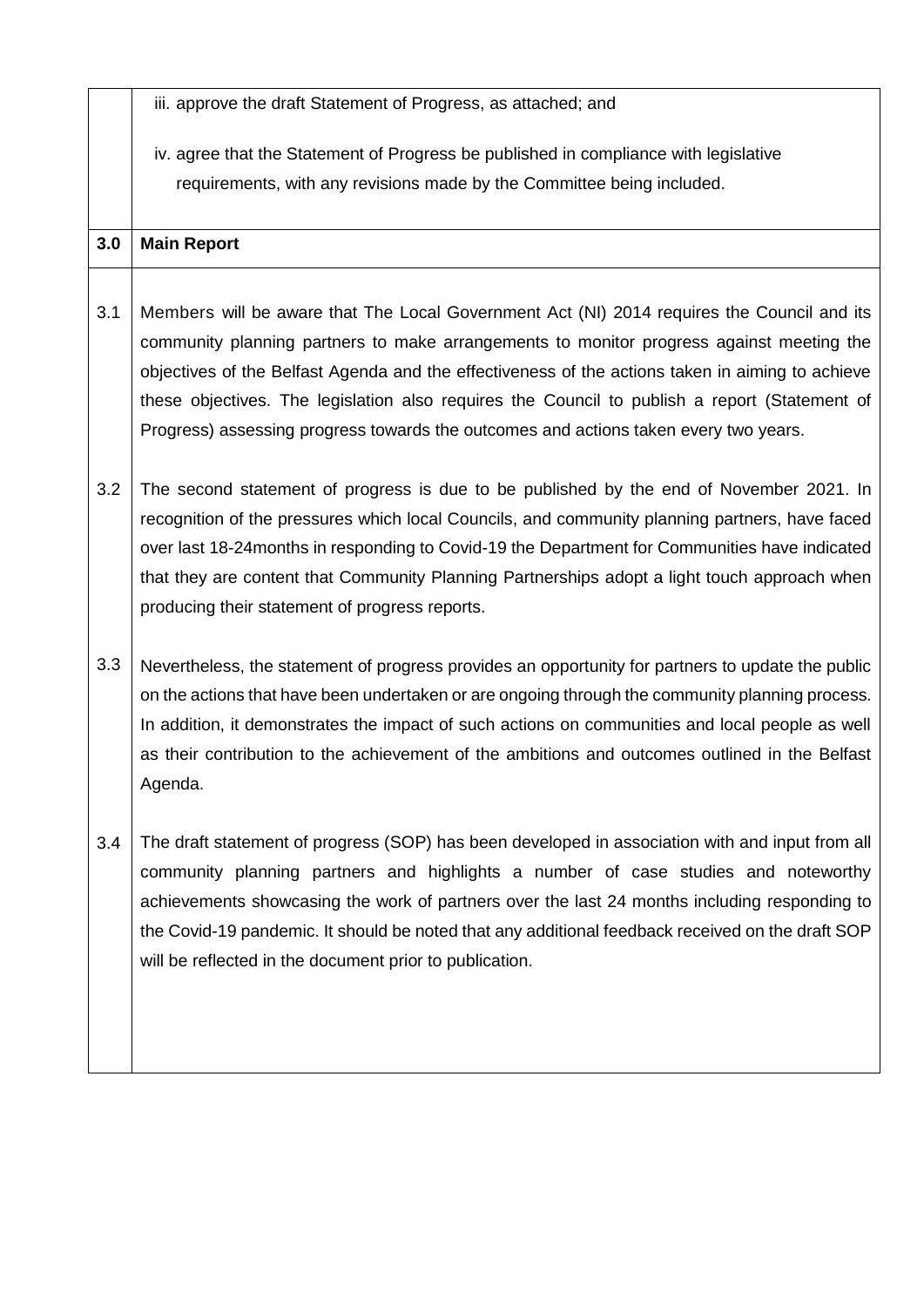iii. approve the draft Statement of Progress, as attached; and

iv. agree that the Statement of Progress be published in compliance with legislative requirements, with any revisions made by the Committee being included.

| 3.0 | **Main Report** |
|---|---|
| 3.1 | Members will be aware that The Local Government Act (NI) 2014 requires the Council and its community planning partners to make arrangements to monitor progress against meeting the objectives of the Belfast Agenda and the effectiveness of the actions taken in aiming to achieve these objectives. The legislation also requires the Council to publish a report (Statement of Progress) assessing progress towards the outcomes and actions taken every two years. |
| 3.2 | The second statement of progress is due to be published by the end of November 2021. In recognition of the pressures which local Councils, and community planning partners, have faced over last 18-24months in responding to Covid-19 the Department for Communities have indicated that they are content that Community Planning Partnerships adopt a light touch approach when producing their statement of progress reports. |
| 3.3 | Nevertheless, the statement of progress provides an opportunity for partners to update the public on the actions that have been undertaken or are ongoing through the community planning process. In addition, it demonstrates the impact of such actions on communities and local people as well as their contribution to the achievement of the ambitions and outcomes outlined in the Belfast Agenda. |
| 3.4 | The draft statement of progress (SOP) has been developed in association with and input from all community planning partners and highlights a number of case studies and noteworthy achievements showcasing the work of partners over the last 24 months including responding to the Covid-19 pandemic. It should be noted that any additional feedback received on the draft SOP will be reflected in the document prior to publication. |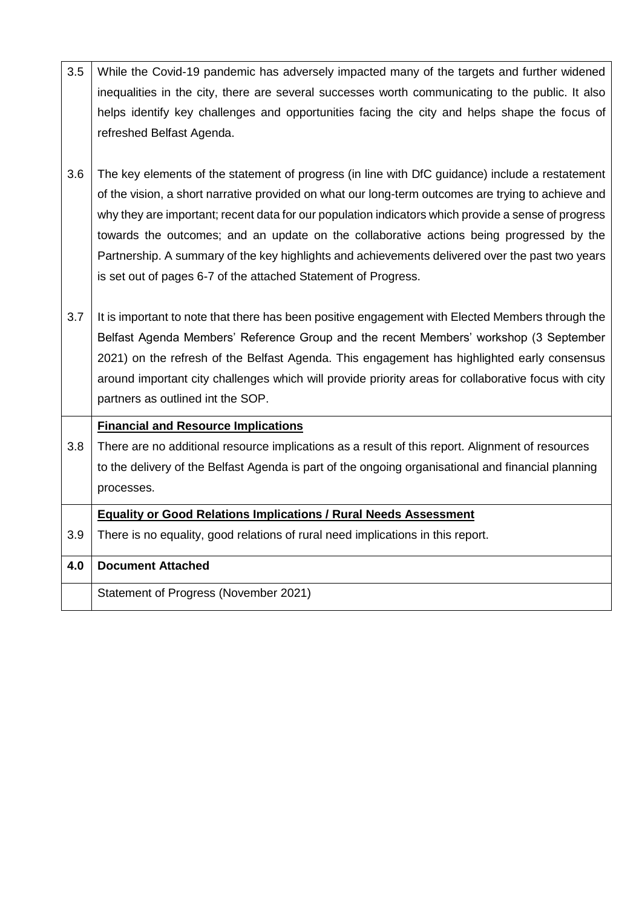| | |
|---|---|
| 3.5 | While the Covid-19 pandemic has adversely impacted many of the targets and further widened inequalities in the city, there are several successes worth communicating to the public. It also helps identify key challenges and opportunities facing the city and helps shape the focus of refreshed Belfast Agenda. |
| 3.6 | The key elements of the statement of progress (in line with DfC guidance) include a restatement of the vision, a short narrative provided on what our long-term outcomes are trying to achieve and why they are important; recent data for our population indicators which provide a sense of progress towards the outcomes; and an update on the collaborative actions being progressed by the Partnership. A summary of the key highlights and achievements delivered over the past two years is set out of pages 6-7 of the attached Statement of Progress. |
| 3.7 | It is important to note that there has been positive engagement with Elected Members through the Belfast Agenda Members' Reference Group and the recent Members' workshop (3 September 2021) on the refresh of the Belfast Agenda. This engagement has highlighted early consensus around important city challenges which will provide priority areas for collaborative focus with city partners as outlined int the SOP. |
| 3.8 | **Financial and Resource Implications**<br>There are no additional resource implications as a result of this report. Alignment of resources to the delivery of the Belfast Agenda is part of the ongoing organisational and financial planning processes. |
| 3.9 | **Equality or Good Relations Implications / Rural Needs Assessment**<br>There is no equality, good relations of rural need implications in this report. |
| **4.0** | **Document Attached** |
| | Statement of Progress (November 2021) |